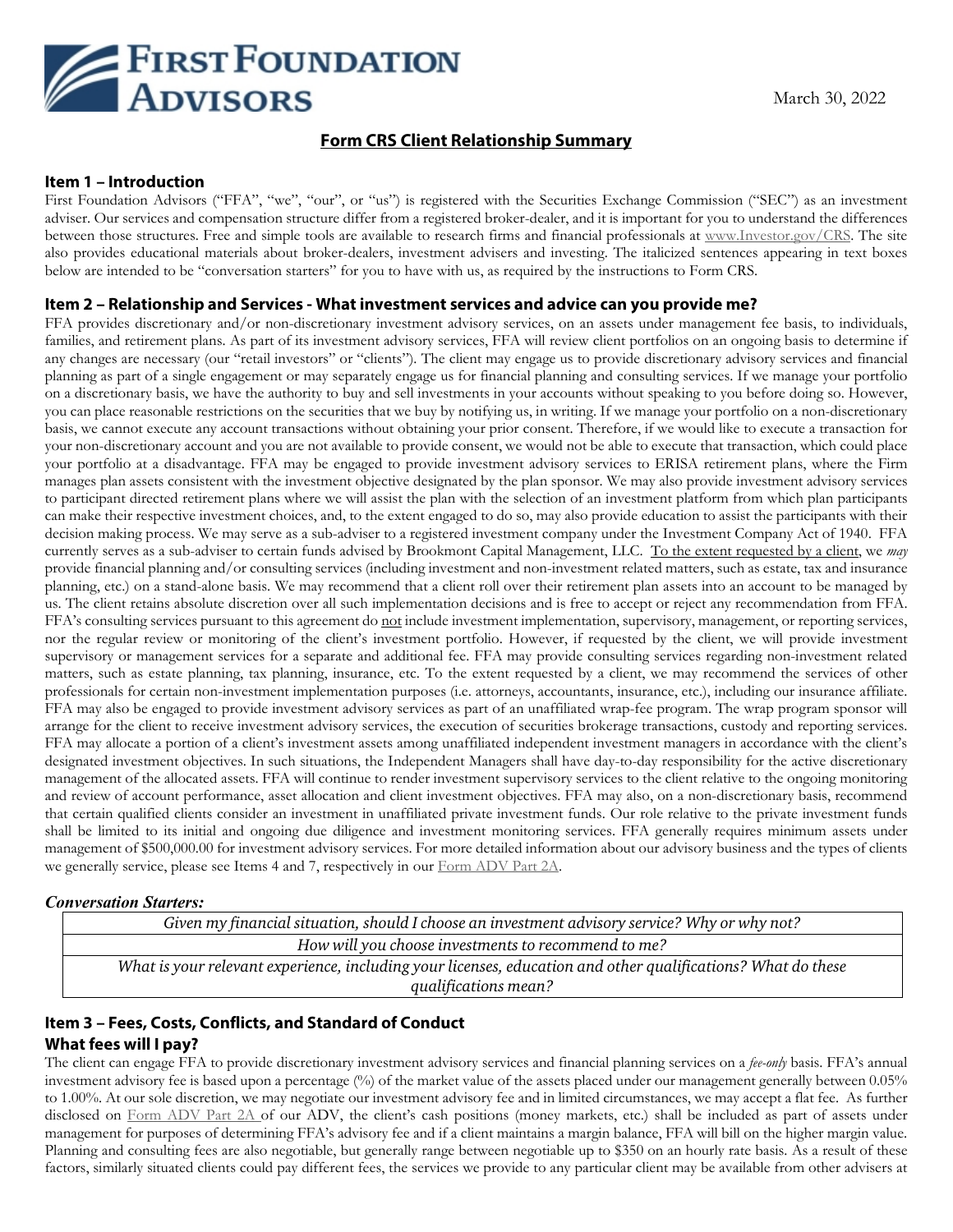# FIRST FOUNDATION ADVISORS

March 30, 2022

## Form CRS Client Relationship Summary

### Item 1 – Introduction

First Foundation Advisors ("FFA", "we", "our", or "us") is registered with the Securities Exchange Commission ("SEC") as an investment adviser. Our services and compensation structure differ from a registered broker-dealer, and it is important for you to understand the differences between those structures. Free and simple tools are available to research firms and financial professionals at www.Investor.gov/CRS. The site also provides educational materials about broker-dealers, investment advisers and investing. The italicized sentences appearing in text boxes below are intended to be "conversation starters" for you to have with us, as required by the instructions to Form CRS.

### Item 2 – Relationship and Services - What investment services and advice can you provide me?

FFA provides discretionary and/or non-discretionary investment advisory services, on an assets under management fee basis, to individuals, families, and retirement plans. As part of its investment advisory services, FFA will review client portfolios on an ongoing basis to determine if any changes are necessary (our "retail investors" or "clients"). The client may engage us to provide discretionary advisory services and financial planning as part of a single engagement or may separately engage us for financial planning and consulting services. If we manage your portfolio on a discretionary basis, we have the authority to buy and sell investments in your accounts without speaking to you before doing so. However, you can place reasonable restrictions on the securities that we buy by notifying us, in writing. If we manage your portfolio on a non-discretionary basis, we cannot execute any account transactions without obtaining your prior consent. Therefore, if we would like to execute a transaction for your non-discretionary account and you are not available to provide consent, we would not be able to execute that transaction, which could place your portfolio at a disadvantage. FFA may be engaged to provide investment advisory services to ERISA retirement plans, where the Firm manages plan assets consistent with the investment objective designated by the plan sponsor. We may also provide investment advisory services to participant directed retirement plans where we will assist the plan with the selection of an investment platform from which plan participants can make their respective investment choices, and, to the extent engaged to do so, may also provide education to assist the participants with their decision making process. We may serve as a sub-adviser to a registered investment company under the Investment Company Act of 1940. FFA currently serves as a sub-adviser to certain funds advised by Brookmont Capital Management, LLC. To the extent requested by a client, we *may* provide financial planning and/or consulting services (including investment and non-investment related matters, such as estate, tax and insurance planning, etc.) on a stand-alone basis. We may recommend that a client roll over their retirement plan assets into an account to be managed by us. The client retains absolute discretion over all such implementation decisions and is free to accept or reject any recommendation from FFA. FFA's consulting services pursuant to this agreement do not include investment implementation, supervisory, management, or reporting services, nor the regular review or monitoring of the client's investment portfolio. However, if requested by the client, we will provide investment supervisory or management services for a separate and additional fee. FFA may provide consulting services regarding non-investment related matters, such as estate planning, tax planning, insurance, etc. To the extent requested by a client, we may recommend the services of other professionals for certain non-investment implementation purposes (i.e. attorneys, accountants, insurance, etc.), including our insurance affiliate. FFA may also be engaged to provide investment advisory services as part of an unaffiliated wrap-fee program. The wrap program sponsor will arrange for the client to receive investment advisory services, the execution of securities brokerage transactions, custody and reporting services. FFA may allocate a portion of a client's investment assets among unaffiliated independent investment managers in accordance with the client's designated investment objectives. In such situations, the Independent Managers shall have day-to-day responsibility for the active discretionary management of the allocated assets. FFA will continue to render investment supervisory services to the client relative to the ongoing monitoring and review of account performance, asset allocation and client investment objectives. FFA may also, on a non-discretionary basis, recommend that certain qualified clients consider an investment in unaffiliated private investment funds. Our role relative to the private investment funds shall be limited to its initial and ongoing due diligence and investment monitoring services. FFA generally requires minimum assets under management of $500,000.00 for investment advisory services. For more detailed information about our advisory business and the types of clients we generally service, please see Items 4 and 7, respectively in our Form ADV Part 2A.

***Conversation Starters:***

| |
|---|
| *Given my financial situation, should I choose an investment advisory service? Why or why not?* |
| *How will you choose investments to recommend to me?* |
| *What is your relevant experience, including your licenses, education and other qualifications? What do these qualifications mean?* |

### Item 3 – Fees, Costs, Conflicts, and Standard of Conduct

### What fees will I pay?

The client can engage FFA to provide discretionary investment advisory services and financial planning services on a *fee-only* basis. FFA's annual investment advisory fee is based upon a percentage (%) of the market value of the assets placed under our management generally between 0.05% to 1.00%. At our sole discretion, we may negotiate our investment advisory fee and in limited circumstances, we may accept a flat fee. As further disclosed on Form ADV Part 2A of our ADV, the client's cash positions (money markets, etc.) shall be included as part of assets under management for purposes of determining FFA's advisory fee and if a client maintains a margin balance, FFA will bill on the higher margin value. Planning and consulting fees are also negotiable, but generally range between negotiable up to $350 on an hourly rate basis. As a result of these factors, similarly situated clients could pay different fees, the services we provide to any particular client may be available from other advisers at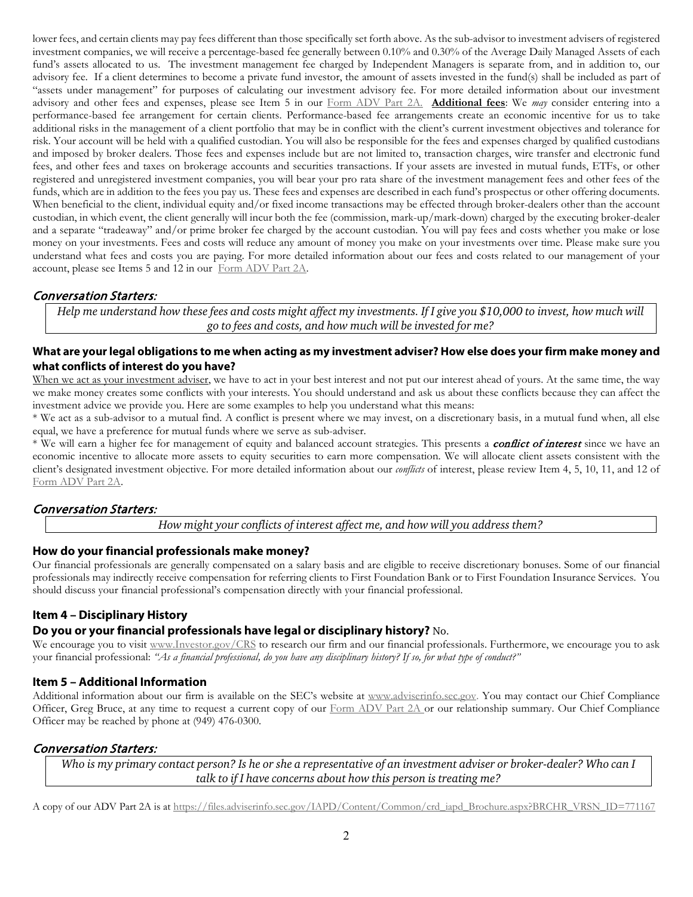lower fees, and certain clients may pay fees different than those specifically set forth above. As the sub-advisor to investment advisers of registered investment companies, we will receive a percentage-based fee generally between 0.10% and 0.30% of the Average Daily Managed Assets of each fund's assets allocated to us. The investment management fee charged by Independent Managers is separate from, and in addition to, our advisory fee. If a client determines to become a private fund investor, the amount of assets invested in the fund(s) shall be included as part of "assets under management" for purposes of calculating our investment advisory fee. For more detailed information about our investment advisory and other fees and expenses, please see Item 5 in our Form ADV Part 2A. **Additional fees**: We *may* consider entering into a performance-based fee arrangement for certain clients. Performance-based fee arrangements create an economic incentive for us to take additional risks in the management of a client portfolio that may be in conflict with the client's current investment objectives and tolerance for risk. Your account will be held with a qualified custodian. You will also be responsible for the fees and expenses charged by qualified custodians and imposed by broker dealers. Those fees and expenses include but are not limited to, transaction charges, wire transfer and electronic fund fees, and other fees and taxes on brokerage accounts and securities transactions. If your assets are invested in mutual funds, ETFs, or other registered and unregistered investment companies, you will bear your pro rata share of the investment management fees and other fees of the funds, which are in addition to the fees you pay us. These fees and expenses are described in each fund's prospectus or other offering documents. When beneficial to the client, individual equity and/or fixed income transactions may be effected through broker-dealers other than the account custodian, in which event, the client generally will incur both the fee (commission, mark-up/mark-down) charged by the executing broker-dealer and a separate "tradeaway" and/or prime broker fee charged by the account custodian. You will pay fees and costs whether you make or lose money on your investments. Fees and costs will reduce any amount of money you make on your investments over time. Please make sure you understand what fees and costs you are paying. For more detailed information about our fees and costs related to our management of your account, please see Items 5 and 12 in our Form ADV Part 2A.

### *Conversation Starters:*

*Help me understand how these fees and costs might affect my investments. If I give you $10,000 to invest, how much will go to fees and costs, and how much will be invested for me?*

### What are your legal obligations to me when acting as my investment adviser? How else does your firm make money and what conflicts of interest do you have?

When we act as your investment adviser, we have to act in your best interest and not put our interest ahead of yours. At the same time, the way we make money creates some conflicts with your interests. You should understand and ask us about these conflicts because they can affect the investment advice we provide you. Here are some examples to help you understand what this means:

* We act as a sub-advisor to a mutual find. A conflict is present where we may invest, on a discretionary basis, in a mutual fund when, all else equal, we have a preference for mutual funds where we serve as sub-adviser.

* We will earn a higher fee for management of equity and balanced account strategies. This presents a ***conflict of interest*** since we have an economic incentive to allocate more assets to equity securities to earn more compensation. We will allocate client assets consistent with the client's designated investment objective. For more detailed information about our *conflicts* of interest, please review Item 4, 5, 10, 11, and 12 of Form ADV Part 2A.

### *Conversation Starters:*

*How might your conflicts of interest affect me, and how will you address them?*

### How do your financial professionals make money?

Our financial professionals are generally compensated on a salary basis and are eligible to receive discretionary bonuses. Some of our financial professionals may indirectly receive compensation for referring clients to First Foundation Bank or to First Foundation Insurance Services. You should discuss your financial professional's compensation directly with your financial professional.

## Item 4 – Disciplinary History

### Do you or your financial professionals have legal or disciplinary history? No.

We encourage you to visit www.Investor.gov/CRS to research our firm and our financial professionals. Furthermore, we encourage you to ask your financial professional: *"As a financial professional, do you have any disciplinary history? If so, for what type of conduct?"*

## Item 5 – Additional Information

Additional information about our firm is available on the SEC's website at www.adviserinfo.sec.gov. You may contact our Chief Compliance Officer, Greg Bruce, at any time to request a current copy of our Form ADV Part 2A or our relationship summary. Our Chief Compliance Officer may be reached by phone at (949) 476-0300.

### *Conversation Starters:*

*Who is my primary contact person? Is he or she a representative of an investment adviser or broker-dealer? Who can I talk to if I have concerns about how this person is treating me?*

A copy of our ADV Part 2A is at https://files.adviserinfo.sec.gov/IAPD/Content/Common/crd_iapd_Brochure.aspx?BRCHR_VRSN_ID=771167